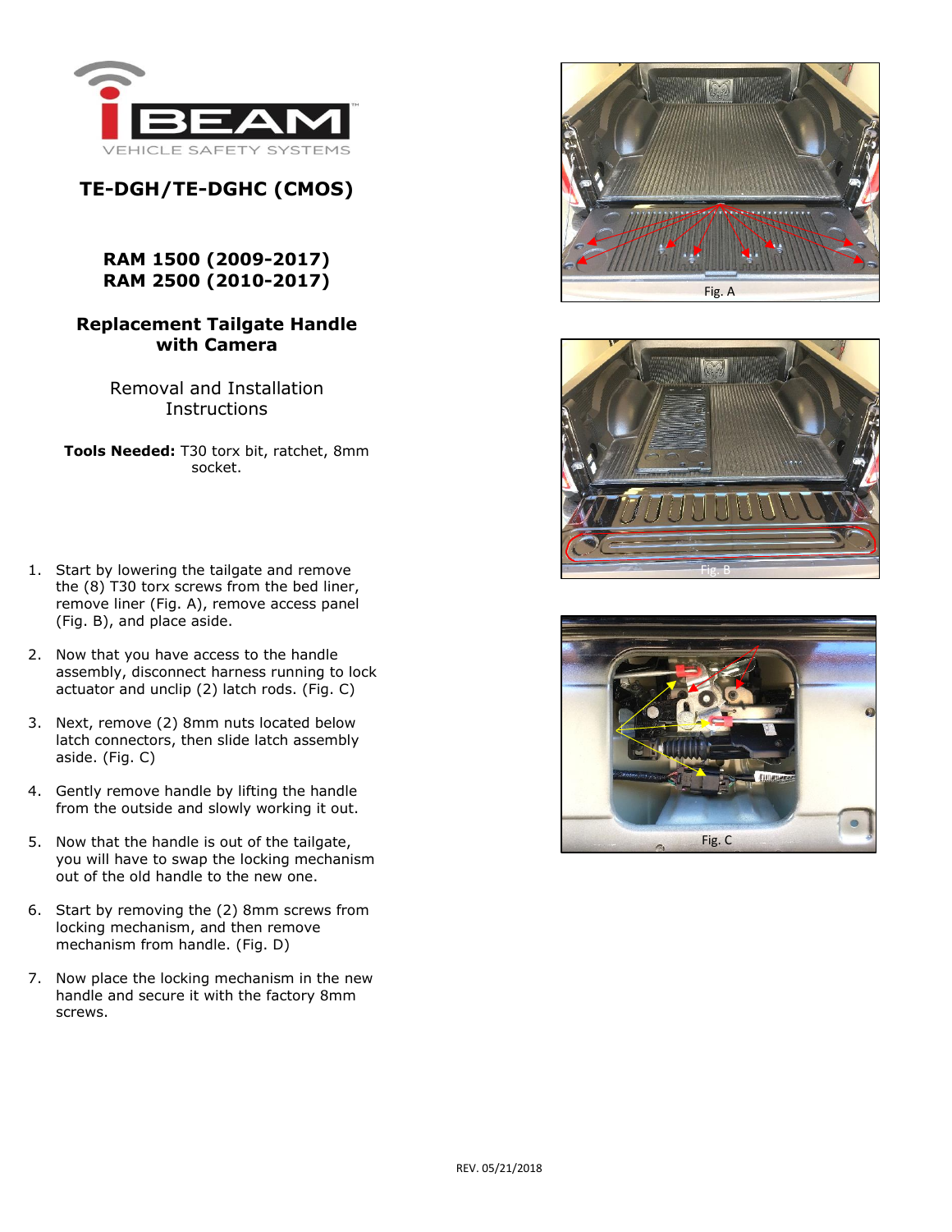VEHICLE SAFETY SYSTEMS

# TE-DGH/TE-DGHC (CMOS)

## RAM 1500 (2009-2017)
## RAM 2500 (2010-2017)

## Replacement Tailgate Handle with Camera

Removal and Installation Instructions

**Tools Needed:** T30 torx bit, ratchet, 8mm socket.

1. Start by lowering the tailgate and remove the (8) T30 torx screws from the bed liner, remove liner (Fig. A), remove access panel (Fig. B), and place aside.
2. Now that you have access to the handle assembly, disconnect harness running to lock actuator and unclip (2) latch rods. (Fig. C)
3. Next, remove (2) 8mm nuts located below latch connectors, then slide latch assembly aside. (Fig. C)
4. Gently remove handle by lifting the handle from the outside and slowly working it out.
5. Now that the handle is out of the tailgate, you will have to swap the locking mechanism out of the old handle to the new one.
6. Start by removing the (2) 8mm screws from locking mechanism, and then remove mechanism from handle. (Fig. D)
7. Now place the locking mechanism in the new handle and secure it with the factory 8mm screws.

Fig. A

Fig. B

Fig. C

REV. 05/21/2018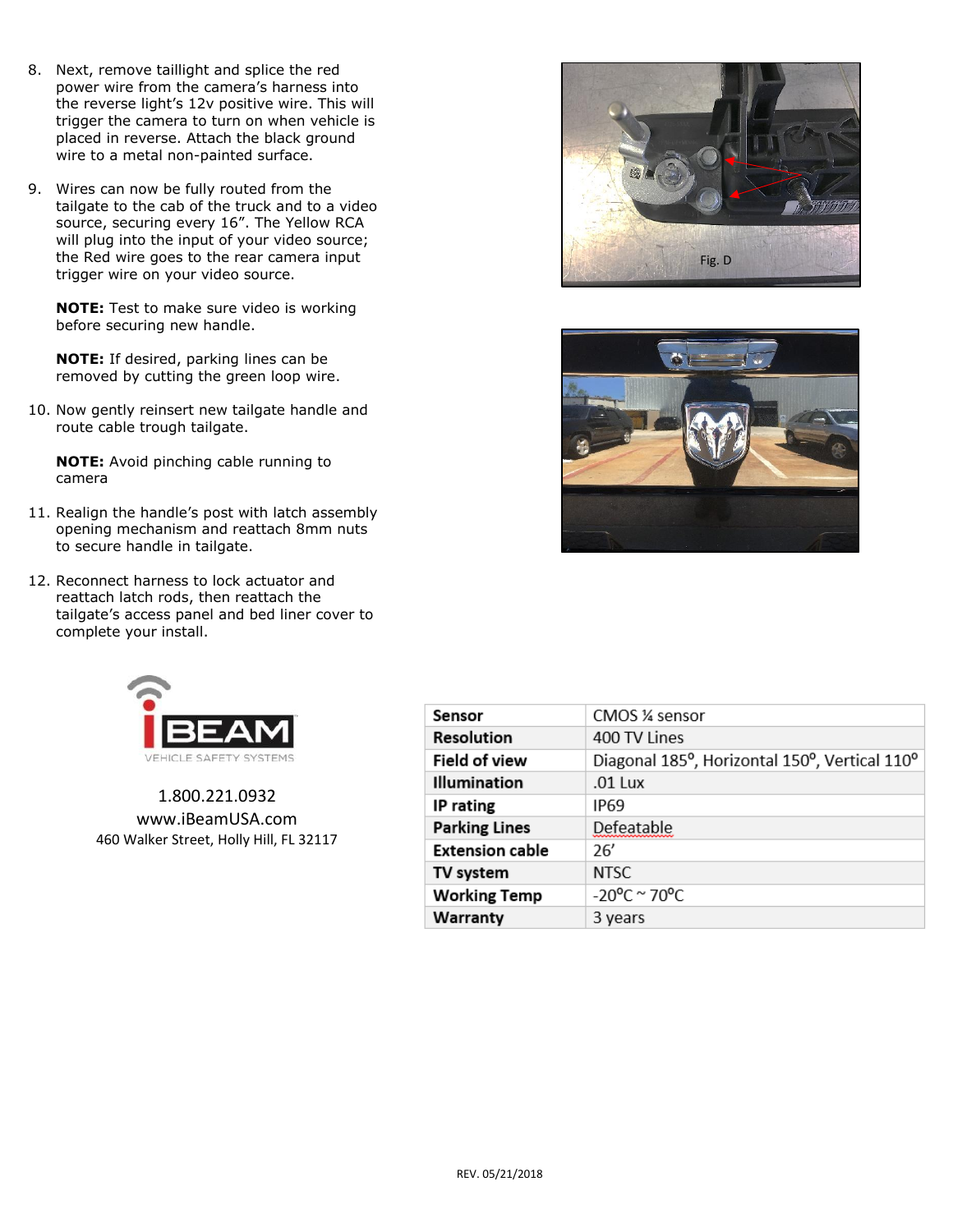8. Next, remove taillight and splice the red power wire from the camera's harness into the reverse light's 12v positive wire. This will trigger the camera to turn on when vehicle is placed in reverse. Attach the black ground wire to a metal non-painted surface.

9. Wires can now be fully routed from the tailgate to the cab of the truck and to a video source, securing every 16". The Yellow RCA will plug into the input of your video source; the Red wire goes to the rear camera input trigger wire on your video source.

   **NOTE:** Test to make sure video is working before securing new handle.

   **NOTE:** If desired, parking lines can be removed by cutting the green loop wire.

10. Now gently reinsert new tailgate handle and route cable trough tailgate.

    **NOTE:** Avoid pinching cable running to camera

11. Realign the handle's post with latch assembly opening mechanism and reattach 8mm nuts to secure handle in tailgate.

12. Reconnect harness to lock actuator and reattach latch rods, then reattach the tailgate's access panel and bed liner cover to complete your install.

Fig. D

iBEAM VEHICLE SAFETY SYSTEMS

1.800.221.0932
www.iBeamUSA.com
460 Walker Street, Holly Hill, FL 32117

| | |
|---|---|
| **Sensor** | CMOS ¼ sensor |
| **Resolution** | 400 TV Lines |
| **Field of view** | Diagonal 185°, Horizontal 150°, Vertical 110° |
| **Illumination** | .01 Lux |
| **IP rating** | IP69 |
| **Parking Lines** | Defeatable |
| **Extension cable** | 26' |
| **TV system** | NTSC |
| **Working Temp** | -20°C ~ 70°C |
| **Warranty** | 3 years |

REV. 05/21/2018